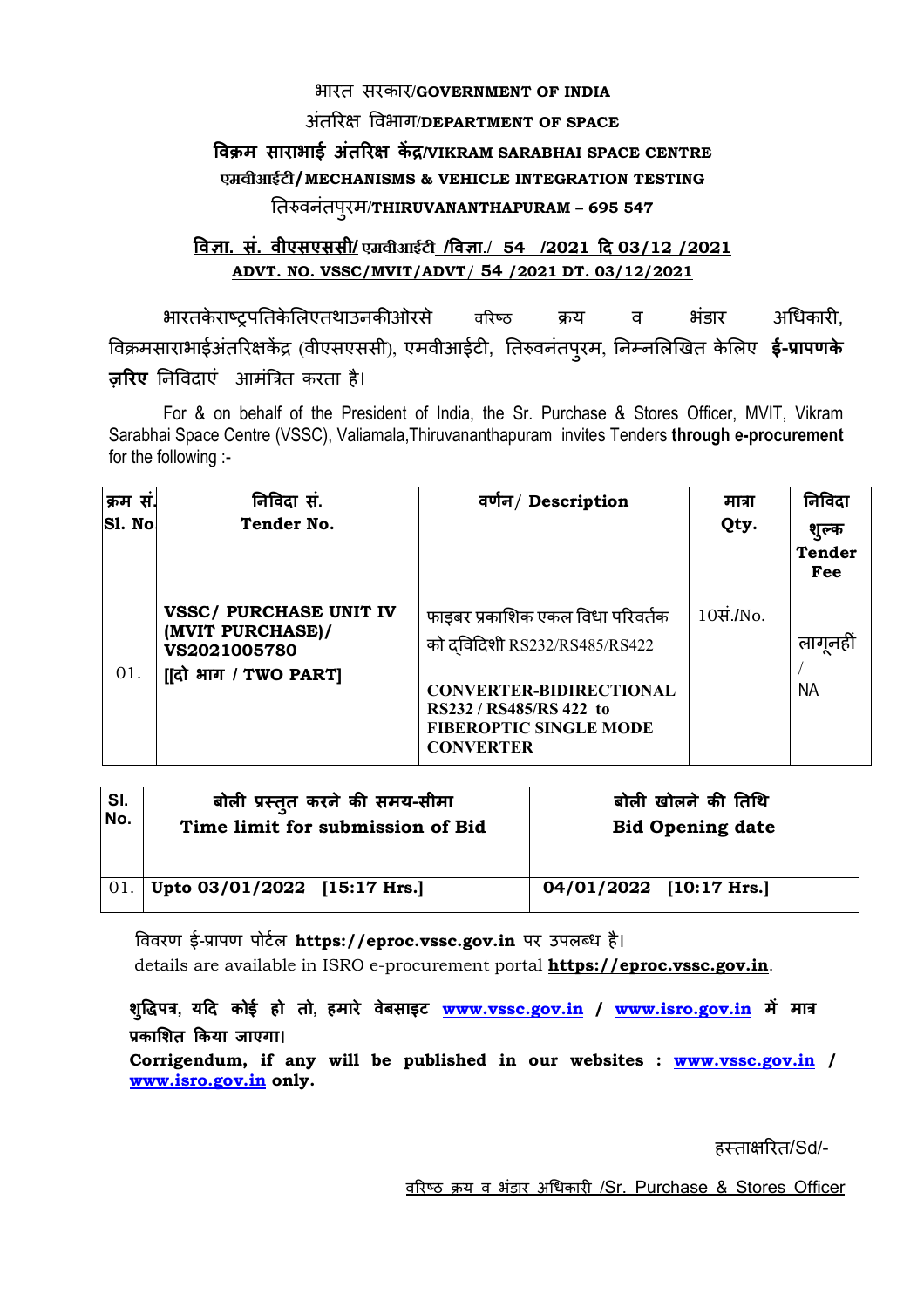भारत सरकार/**GOVERNMENT OF INDIA**

अंतरिक्ष विभाग/**DEPARTMENT OF SPACE**

**विक्रम साराभाई अंतरिक्ष केंद्र/VIKRAM SARABHAI SPACE CENTRE**

**एमवीआईटी/MECHANISMS & VEHICLE INTEGRATION TESTING**

तिरुवनंतपुरम/**THIRUVANANTHAPURAM – 695 547**

**विज्ञा. सं. वीएसएससी/ एमवीआईटी /विज्ञा./ 54 /2021 दि 03/12 /2021**

**ADVT. NO. VSSC/MVIT/ADVT/ 54 /2021 DT. 03/12/2021**

भारतकेराष्ट्रपतिकेलिएतथाउनकीओरसे वरिष्ठ क्रय व भंडार अधिकारी, विक्रमसाराभाईअंतरिक्षकेंद्र (वीएसएससी), एमवीआईटी, तिरुवनंतपुरम, निम्नलिखित केलिए **ई-प्रापणके ज़रिए** निविदाएं आमंत्रित करता है।

For & on behalf of the President of India, the Sr. Purchase & Stores Officer, MVIT, Vikram Sarabhai Space Centre (VSSC), Valiamala,Thiruvananthapuram invites Tenders **through e-procurement** for the following :-

| क्रम सं. Sl. No | निविदा सं. Tender No. | वर्णन/ Description | मात्रा Qty. | निविदा शुल्क Tender Fee |
|---|---|---|---|---|
| 01. | **VSSC/ PURCHASE UNIT IV (MVIT PURCHASE)/ VS2021005780 [[दो भाग / TWO PART]** | फाइबर प्रकाशिक एकल विधा परिवर्तक को द्विदिशी RS232/RS485/RS422 **CONVERTER-BIDIRECTIONAL RS232 / RS485/RS 422 to FIBEROPTIC SINGLE MODE CONVERTER** | 10सं./No. | लागूनहीं / NA |

| Sl. No. | बोली प्रस्तुत करने की समय-सीमा Time limit for submission of Bid | बोली खोलने की तिथि Bid Opening date |
|---|---|---|
| 01. | **Upto 03/01/2022 [15:17 Hrs.]** | **04/01/2022 [10:17 Hrs.]** |

विवरण ई-प्रापण पोर्टल **https://eproc.vssc.gov.in** पर उपलब्ध है।

details are available in ISRO e-procurement portal **https://eproc.vssc.gov.in**.

**शुद्धिपत्र, यदि कोई हो तो, हमारे वेबसाइट www.vssc.gov.in / www.isro.gov.in में मात्र प्रकाशित किया जाएगा।**

**Corrigendum, if any will be published in our websites : www.vssc.gov.in / www.isro.gov.in only.**

हस्ताक्षरित/Sd/-

वरिष्ठ क्रय व भंडार अधिकारी /Sr. Purchase & Stores Officer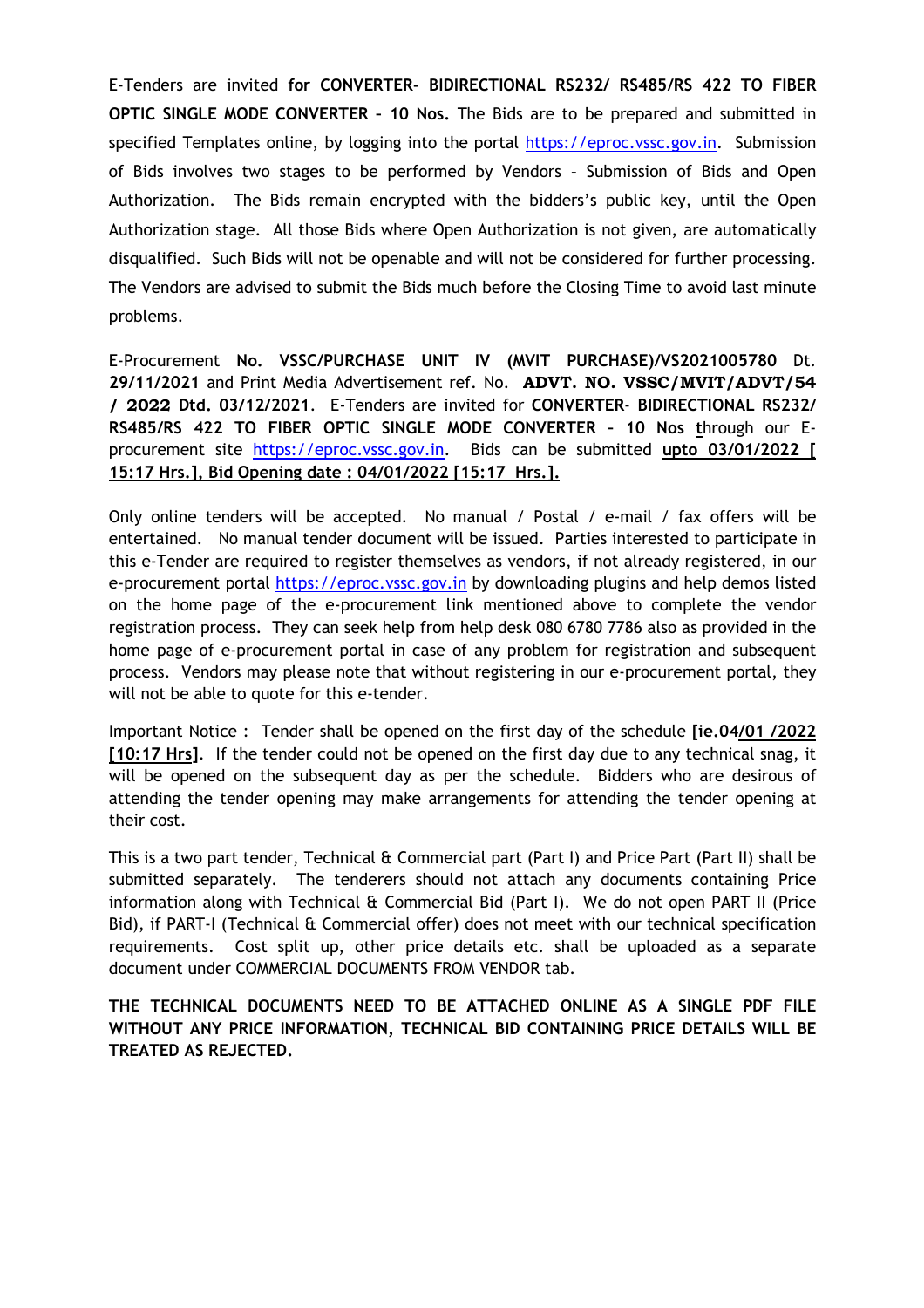E-Tenders are invited **for CONVERTER- BIDIRECTIONAL RS232/ RS485/RS 422 TO FIBER OPTIC SINGLE MODE CONVERTER – 10 Nos.** The Bids are to be prepared and submitted in specified Templates online, by logging into the portal https://eproc.vssc.gov.in. Submission of Bids involves two stages to be performed by Vendors – Submission of Bids and Open Authorization. The Bids remain encrypted with the bidders's public key, until the Open Authorization stage. All those Bids where Open Authorization is not given, are automatically disqualified. Such Bids will not be openable and will not be considered for further processing. The Vendors are advised to submit the Bids much before the Closing Time to avoid last minute problems.

E-Procurement **No. VSSC/PURCHASE UNIT IV (MVIT PURCHASE)/VS2021005780** Dt. **29/11/2021** and Print Media Advertisement ref. No. **ADVT. NO. VSSC/MVIT/ADVT/54 / 2022 Dtd. 03/12/2021**. E-Tenders are invited for **CONVERTER- BIDIRECTIONAL RS232/ RS485/RS 422 TO FIBER OPTIC SINGLE MODE CONVERTER – 10 Nos** through our E-procurement site https://eproc.vssc.gov.in. Bids can be submitted **upto 03/01/2022 [ 15:17 Hrs.], Bid Opening date : 04/01/2022 [15:17 Hrs.].**

Only online tenders will be accepted. No manual / Postal / e-mail / fax offers will be entertained. No manual tender document will be issued. Parties interested to participate in this e-Tender are required to register themselves as vendors, if not already registered, in our e-procurement portal https://eproc.vssc.gov.in by downloading plugins and help demos listed on the home page of the e-procurement link mentioned above to complete the vendor registration process. They can seek help from help desk 080 6780 7786 also as provided in the home page of e-procurement portal in case of any problem for registration and subsequent process. Vendors may please note that without registering in our e-procurement portal, they will not be able to quote for this e-tender.

Important Notice : Tender shall be opened on the first day of the schedule **[ie.04/01 /2022 [10:17 Hrs]**. If the tender could not be opened on the first day due to any technical snag, it will be opened on the subsequent day as per the schedule. Bidders who are desirous of attending the tender opening may make arrangements for attending the tender opening at their cost.

This is a two part tender, Technical & Commercial part (Part I) and Price Part (Part II) shall be submitted separately. The tenderers should not attach any documents containing Price information along with Technical & Commercial Bid (Part I). We do not open PART II (Price Bid), if PART-I (Technical & Commercial offer) does not meet with our technical specification requirements. Cost split up, other price details etc. shall be uploaded as a separate document under COMMERCIAL DOCUMENTS FROM VENDOR tab.

**THE TECHNICAL DOCUMENTS NEED TO BE ATTACHED ONLINE AS A SINGLE PDF FILE WITHOUT ANY PRICE INFORMATION, TECHNICAL BID CONTAINING PRICE DETAILS WILL BE TREATED AS REJECTED.**